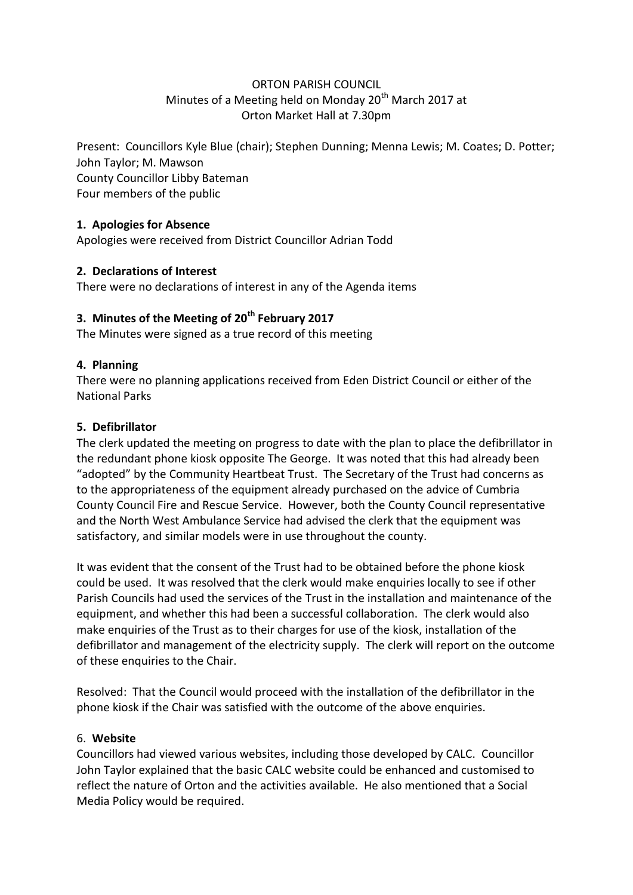# ORTON PARISH COUNCIL

Minutes of a Meeting held on Monday 20th March 2017 at Orton Market Hall at 7.30pm

Present: Councillors Kyle Blue (chair); Stephen Dunning; Menna Lewis; M. Coates; D. Potter; John Taylor; M. Mawson
County Councillor Libby Bateman
Four members of the public

## 1. Apologies for Absence

Apologies were received from District Councillor Adrian Todd

## 2. Declarations of Interest

There were no declarations of interest in any of the Agenda items

## 3. Minutes of the Meeting of 20th February 2017

The Minutes were signed as a true record of this meeting

## 4. Planning

There were no planning applications received from Eden District Council or either of the National Parks

## 5. Defibrillator

The clerk updated the meeting on progress to date with the plan to place the defibrillator in the redundant phone kiosk opposite The George. It was noted that this had already been "adopted" by the Community Heartbeat Trust. The Secretary of the Trust had concerns as to the appropriateness of the equipment already purchased on the advice of Cumbria County Council Fire and Rescue Service. However, both the County Council representative and the North West Ambulance Service had advised the clerk that the equipment was satisfactory, and similar models were in use throughout the county.

It was evident that the consent of the Trust had to be obtained before the phone kiosk could be used. It was resolved that the clerk would make enquiries locally to see if other Parish Councils had used the services of the Trust in the installation and maintenance of the equipment, and whether this had been a successful collaboration. The clerk would also make enquiries of the Trust as to their charges for use of the kiosk, installation of the defibrillator and management of the electricity supply. The clerk will report on the outcome of these enquiries to the Chair.

Resolved: That the Council would proceed with the installation of the defibrillator in the phone kiosk if the Chair was satisfied with the outcome of the above enquiries.

## 6. Website

Councillors had viewed various websites, including those developed by CALC. Councillor John Taylor explained that the basic CALC website could be enhanced and customised to reflect the nature of Orton and the activities available. He also mentioned that a Social Media Policy would be required.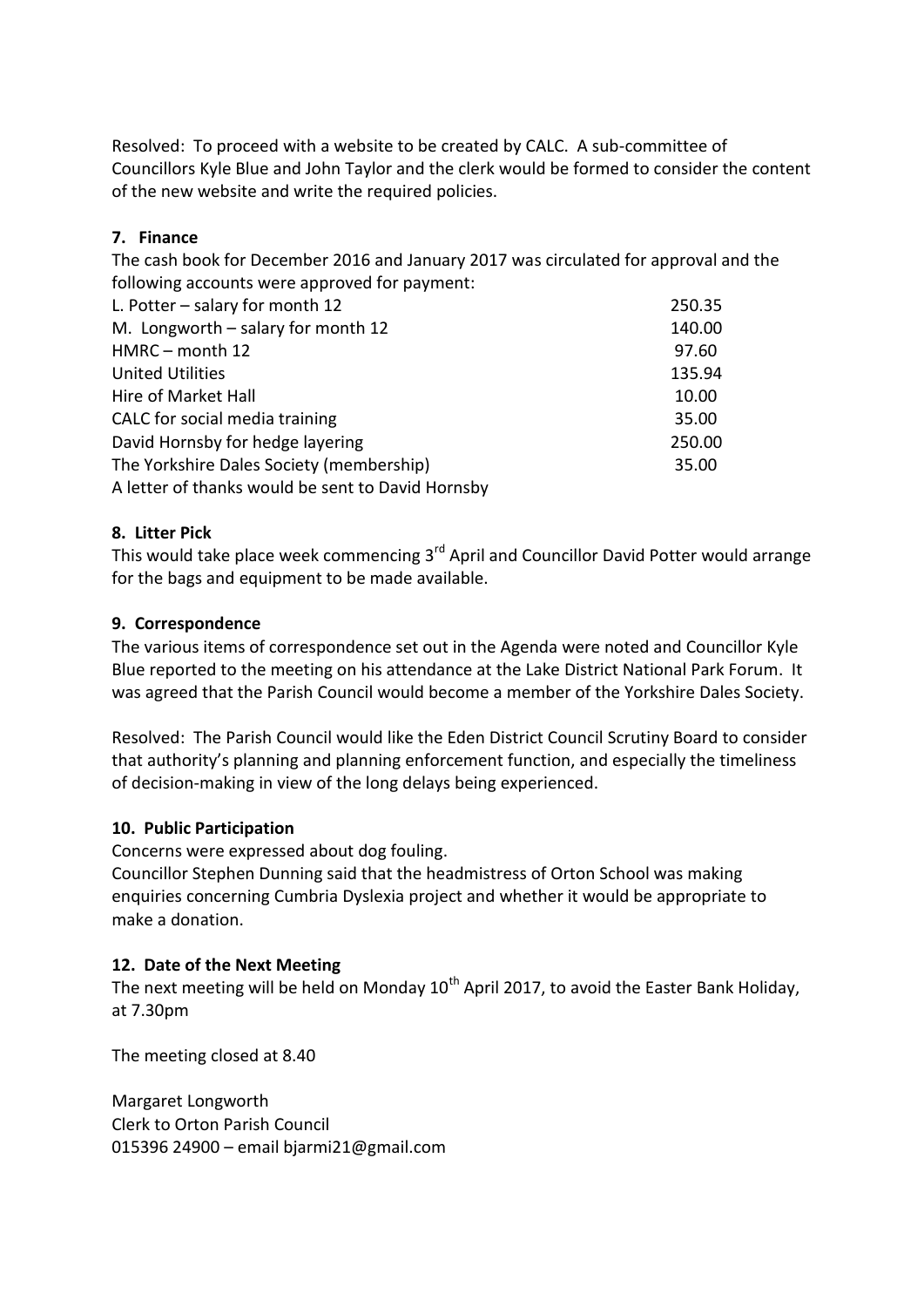Resolved: To proceed with a website to be created by CALC. A sub-committee of Councillors Kyle Blue and John Taylor and the clerk would be formed to consider the content of the new website and write the required policies.

**7. Finance**

The cash book for December 2016 and January 2017 was circulated for approval and the following accounts were approved for payment:

| | |
|---|---|
| L. Potter – salary for month 12 | 250.35 |
| M. Longworth – salary for month 12 | 140.00 |
| HMRC – month 12 | 97.60 |
| United Utilities | 135.94 |
| Hire of Market Hall | 10.00 |
| CALC for social media training | 35.00 |
| David Hornsby for hedge layering | 250.00 |
| The Yorkshire Dales Society (membership) | 35.00 |

A letter of thanks would be sent to David Hornsby

**8. Litter Pick**

This would take place week commencing 3rd April and Councillor David Potter would arrange for the bags and equipment to be made available.

**9. Correspondence**

The various items of correspondence set out in the Agenda were noted and Councillor Kyle Blue reported to the meeting on his attendance at the Lake District National Park Forum. It was agreed that the Parish Council would become a member of the Yorkshire Dales Society.

Resolved: The Parish Council would like the Eden District Council Scrutiny Board to consider that authority's planning and planning enforcement function, and especially the timeliness of decision-making in view of the long delays being experienced.

**10. Public Participation**

Concerns were expressed about dog fouling.
Councillor Stephen Dunning said that the headmistress of Orton School was making enquiries concerning Cumbria Dyslexia project and whether it would be appropriate to make a donation.

**12. Date of the Next Meeting**

The next meeting will be held on Monday 10th April 2017, to avoid the Easter Bank Holiday, at 7.30pm

The meeting closed at 8.40

Margaret Longworth
Clerk to Orton Parish Council
015396 24900 – email bjarmi21@gmail.com